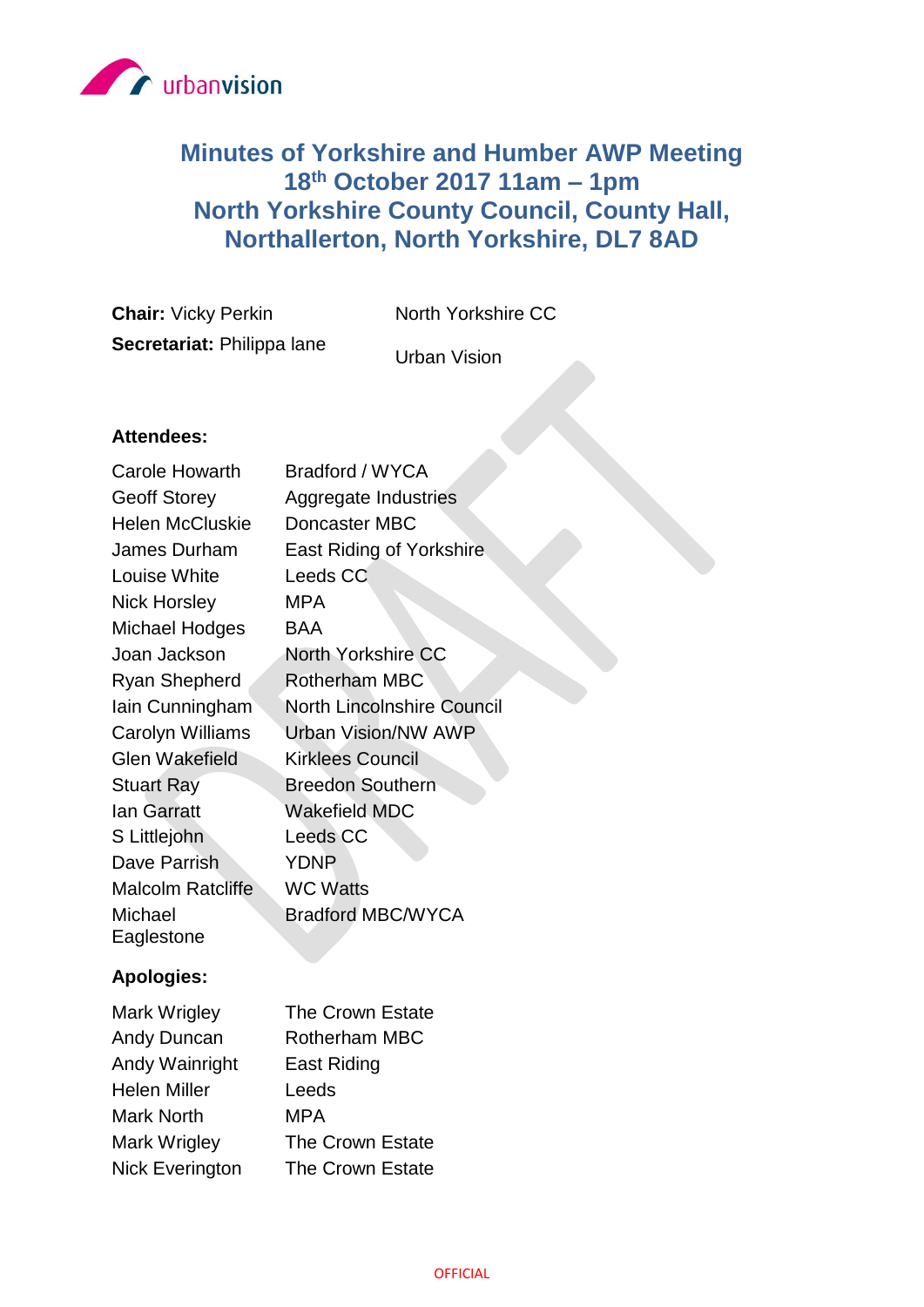# Minutes of Yorkshire and Humber AWP Meeting
## 18th October 2017 11am – 1pm
## North Yorkshire County Council, County Hall, Northallerton, North Yorkshire, DL7 8AD

**Chair:** Vicky Perkin — North Yorkshire CC

**Secretariat:** Philippa lane — Urban Vision

**Attendees:**

| | |
|---|---|
| Carole Howarth | Bradford / WYCA |
| Geoff Storey | Aggregate Industries |
| Helen McCluskie | Doncaster MBC |
| James Durham | East Riding of Yorkshire |
| Louise White | Leeds CC |
| Nick Horsley | MPA |
| Michael Hodges | BAA |
| Joan Jackson | North Yorkshire CC |
| Ryan Shepherd | Rotherham MBC |
| Iain Cunningham | North Lincolnshire Council |
| Carolyn Williams | Urban Vision/NW AWP |
| Glen Wakefield | Kirklees Council |
| Stuart Ray | Breedon Southern |
| Ian Garratt | Wakefield MDC |
| S Littlejohn | Leeds CC |
| Dave Parrish | YDNP |
| Malcolm Ratcliffe | WC Watts |
| Michael Eaglestone | Bradford MBC/WYCA |

**Apologies:**

| | |
|---|---|
| Mark Wrigley | The Crown Estate |
| Andy Duncan | Rotherham MBC |
| Andy Wainright | East Riding |
| Helen Miller | Leeds |
| Mark North | MPA |
| Mark Wrigley | The Crown Estate |
| Nick Everington | The Crown Estate |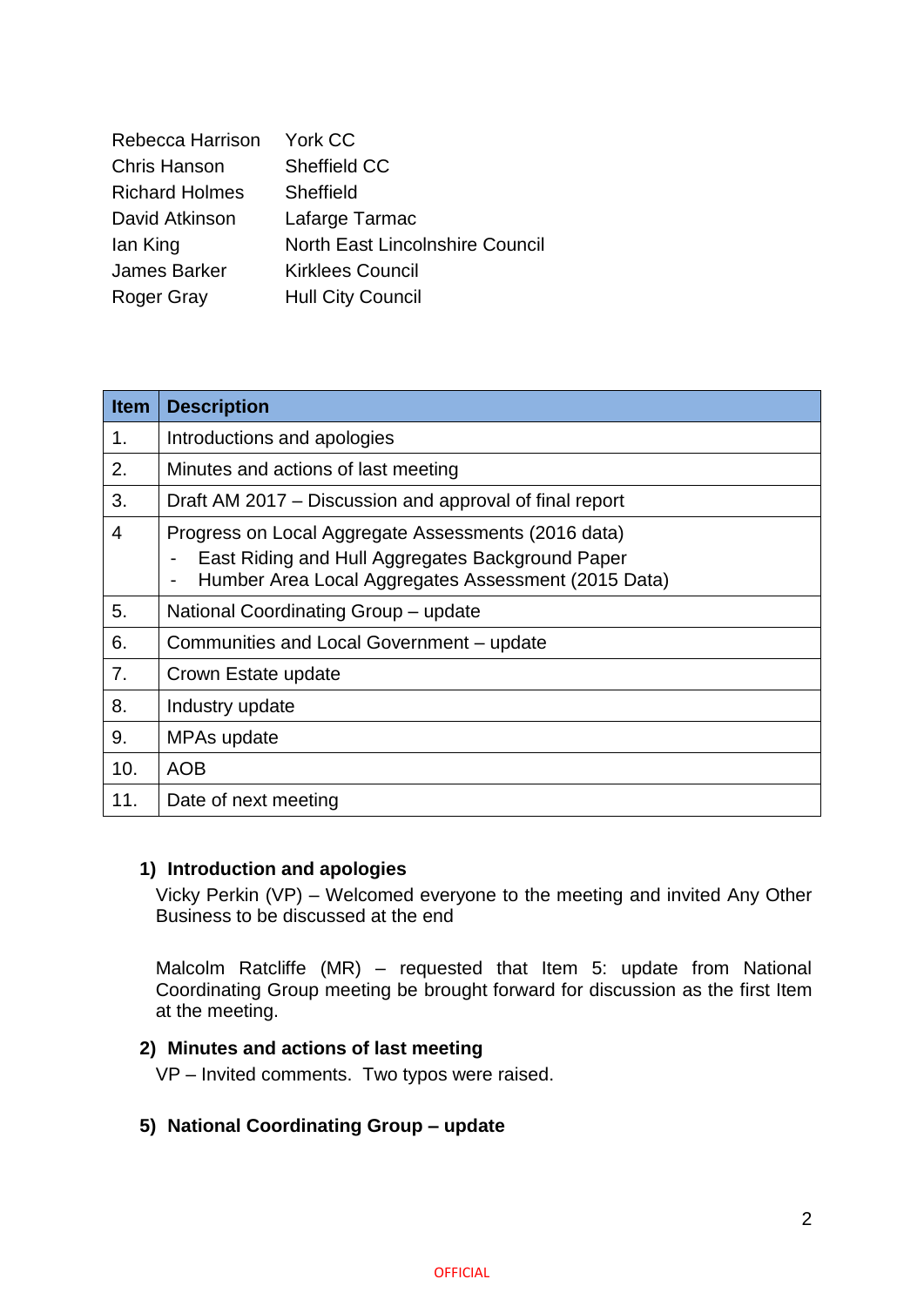| | |
|---|---|
| Rebecca Harrison | York CC |
| Chris Hanson | Sheffield CC |
| Richard Holmes | Sheffield |
| David Atkinson | Lafarge Tarmac |
| Ian King | North East Lincolnshire Council |
| James Barker | Kirklees Council |
| Roger Gray | Hull City Council |

| Item | Description |
|---|---|
| 1. | Introductions and apologies |
| 2. | Minutes and actions of last meeting |
| 3. | Draft AM 2017 – Discussion and approval of final report |
| 4 | Progress on Local Aggregate Assessments (2016 data)<br>- East Riding and Hull Aggregates Background Paper<br>- Humber Area Local Aggregates Assessment (2015 Data) |
| 5. | National Coordinating Group – update |
| 6. | Communities and Local Government – update |
| 7. | Crown Estate update |
| 8. | Industry update |
| 9. | MPAs update |
| 10. | AOB |
| 11. | Date of next meeting |

**1) Introduction and apologies**

Vicky Perkin (VP) – Welcomed everyone to the meeting and invited Any Other Business to be discussed at the end

Malcolm Ratcliffe (MR) – requested that Item 5: update from National Coordinating Group meeting be brought forward for discussion as the first Item at the meeting.

**2) Minutes and actions of last meeting**

VP – Invited comments. Two typos were raised.

**5) National Coordinating Group – update**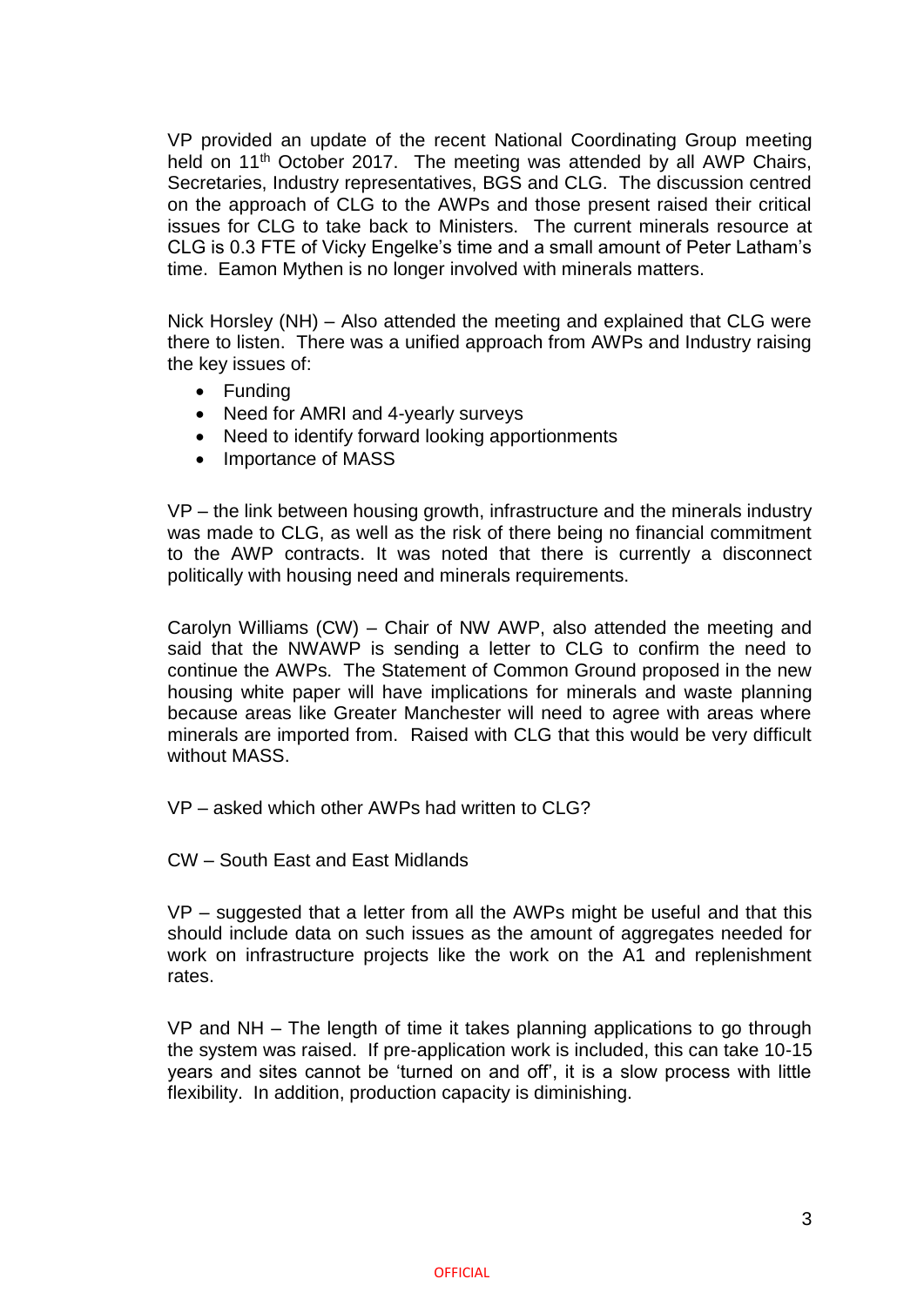VP provided an update of the recent National Coordinating Group meeting held on 11th October 2017. The meeting was attended by all AWP Chairs, Secretaries, Industry representatives, BGS and CLG. The discussion centred on the approach of CLG to the AWPs and those present raised their critical issues for CLG to take back to Ministers. The current minerals resource at CLG is 0.3 FTE of Vicky Engelke's time and a small amount of Peter Latham's time. Eamon Mythen is no longer involved with minerals matters.

Nick Horsley (NH) – Also attended the meeting and explained that CLG were there to listen. There was a unified approach from AWPs and Industry raising the key issues of:

- Funding
- Need for AMRI and 4-yearly surveys
- Need to identify forward looking apportionments
- Importance of MASS

VP – the link between housing growth, infrastructure and the minerals industry was made to CLG, as well as the risk of there being no financial commitment to the AWP contracts. It was noted that there is currently a disconnect politically with housing need and minerals requirements.

Carolyn Williams (CW) – Chair of NW AWP, also attended the meeting and said that the NWAWP is sending a letter to CLG to confirm the need to continue the AWPs. The Statement of Common Ground proposed in the new housing white paper will have implications for minerals and waste planning because areas like Greater Manchester will need to agree with areas where minerals are imported from. Raised with CLG that this would be very difficult without MASS.

VP – asked which other AWPs had written to CLG?

CW – South East and East Midlands

VP – suggested that a letter from all the AWPs might be useful and that this should include data on such issues as the amount of aggregates needed for work on infrastructure projects like the work on the A1 and replenishment rates.

VP and NH – The length of time it takes planning applications to go through the system was raised. If pre-application work is included, this can take 10-15 years and sites cannot be 'turned on and off', it is a slow process with little flexibility. In addition, production capacity is diminishing.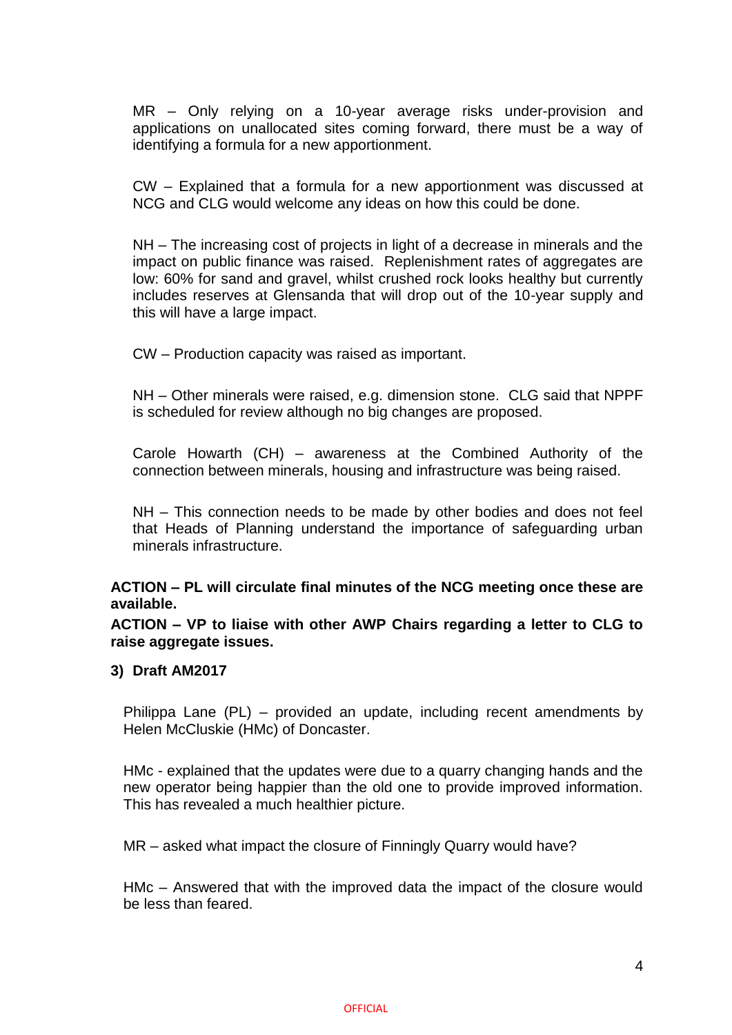MR – Only relying on a 10-year average risks under-provision and applications on unallocated sites coming forward, there must be a way of identifying a formula for a new apportionment.

CW – Explained that a formula for a new apportionment was discussed at NCG and CLG would welcome any ideas on how this could be done.

NH – The increasing cost of projects in light of a decrease in minerals and the impact on public finance was raised. Replenishment rates of aggregates are low: 60% for sand and gravel, whilst crushed rock looks healthy but currently includes reserves at Glensanda that will drop out of the 10-year supply and this will have a large impact.

CW – Production capacity was raised as important.

NH – Other minerals were raised, e.g. dimension stone. CLG said that NPPF is scheduled for review although no big changes are proposed.

Carole Howarth (CH) – awareness at the Combined Authority of the connection between minerals, housing and infrastructure was being raised.

NH – This connection needs to be made by other bodies and does not feel that Heads of Planning understand the importance of safeguarding urban minerals infrastructure.

**ACTION – PL will circulate final minutes of the NCG meeting once these are available.**

**ACTION – VP to liaise with other AWP Chairs regarding a letter to CLG to raise aggregate issues.**

**3) Draft AM2017**

Philippa Lane (PL) – provided an update, including recent amendments by Helen McCluskie (HMc) of Doncaster.

HMc - explained that the updates were due to a quarry changing hands and the new operator being happier than the old one to provide improved information. This has revealed a much healthier picture.

MR – asked what impact the closure of Finningly Quarry would have?

HMc – Answered that with the improved data the impact of the closure would be less than feared.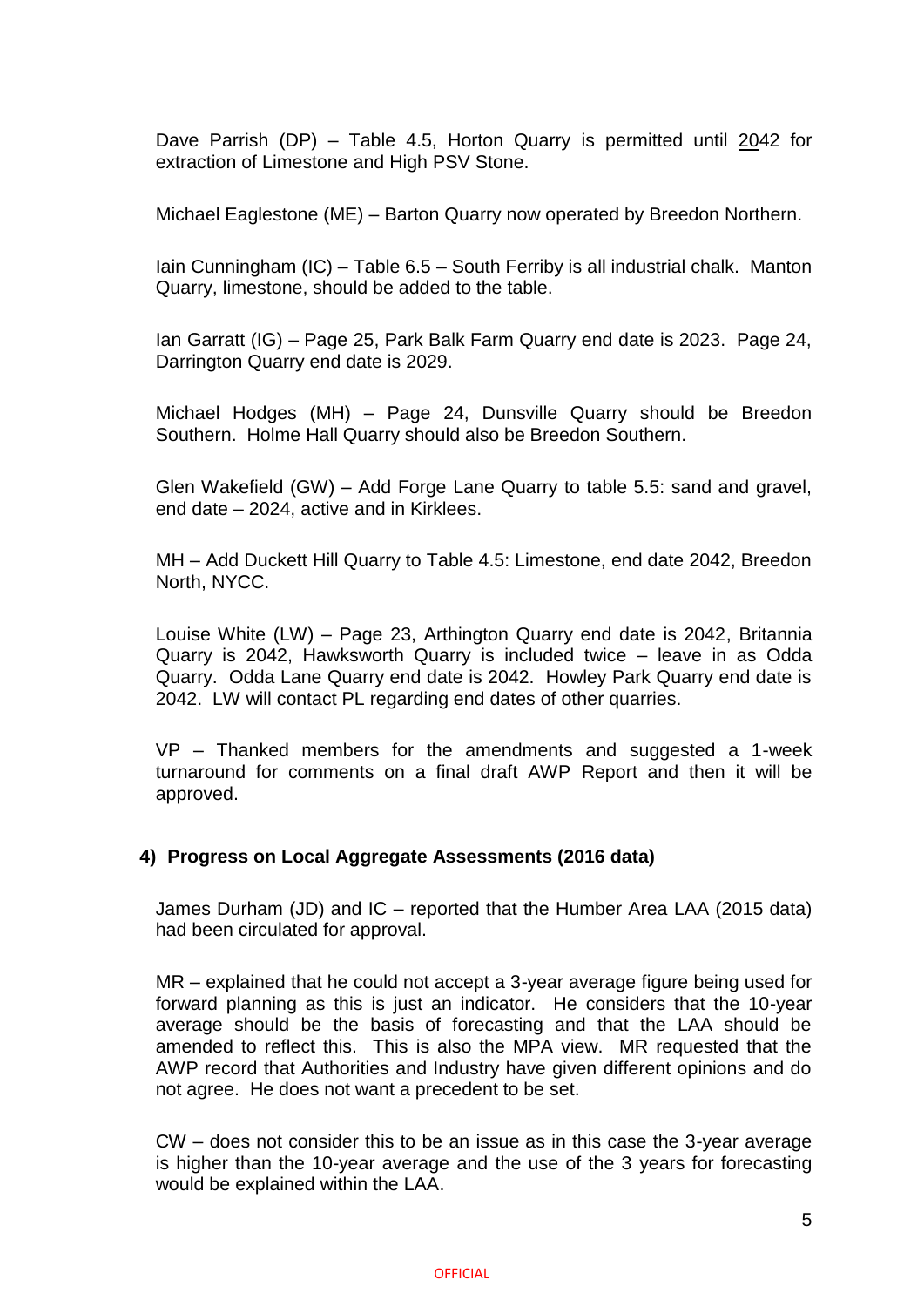Dave Parrish (DP) – Table 4.5, Horton Quarry is permitted until 2042 for extraction of Limestone and High PSV Stone.

Michael Eaglestone (ME) – Barton Quarry now operated by Breedon Northern.

Iain Cunningham (IC) – Table 6.5 – South Ferriby is all industrial chalk. Manton Quarry, limestone, should be added to the table.

Ian Garratt (IG) – Page 25, Park Balk Farm Quarry end date is 2023. Page 24, Darrington Quarry end date is 2029.

Michael Hodges (MH) – Page 24, Dunsville Quarry should be Breedon Southern. Holme Hall Quarry should also be Breedon Southern.

Glen Wakefield (GW) – Add Forge Lane Quarry to table 5.5: sand and gravel, end date – 2024, active and in Kirklees.

MH – Add Duckett Hill Quarry to Table 4.5: Limestone, end date 2042, Breedon North, NYCC.

Louise White (LW) – Page 23, Arthington Quarry end date is 2042, Britannia Quarry is 2042, Hawksworth Quarry is included twice – leave in as Odda Quarry. Odda Lane Quarry end date is 2042. Howley Park Quarry end date is 2042. LW will contact PL regarding end dates of other quarries.

VP – Thanked members for the amendments and suggested a 1-week turnaround for comments on a final draft AWP Report and then it will be approved.

## 4) Progress on Local Aggregate Assessments (2016 data)

James Durham (JD) and IC – reported that the Humber Area LAA (2015 data) had been circulated for approval.

MR – explained that he could not accept a 3-year average figure being used for forward planning as this is just an indicator. He considers that the 10-year average should be the basis of forecasting and that the LAA should be amended to reflect this. This is also the MPA view. MR requested that the AWP record that Authorities and Industry have given different opinions and do not agree. He does not want a precedent to be set.

CW – does not consider this to be an issue as in this case the 3-year average is higher than the 10-year average and the use of the 3 years for forecasting would be explained within the LAA.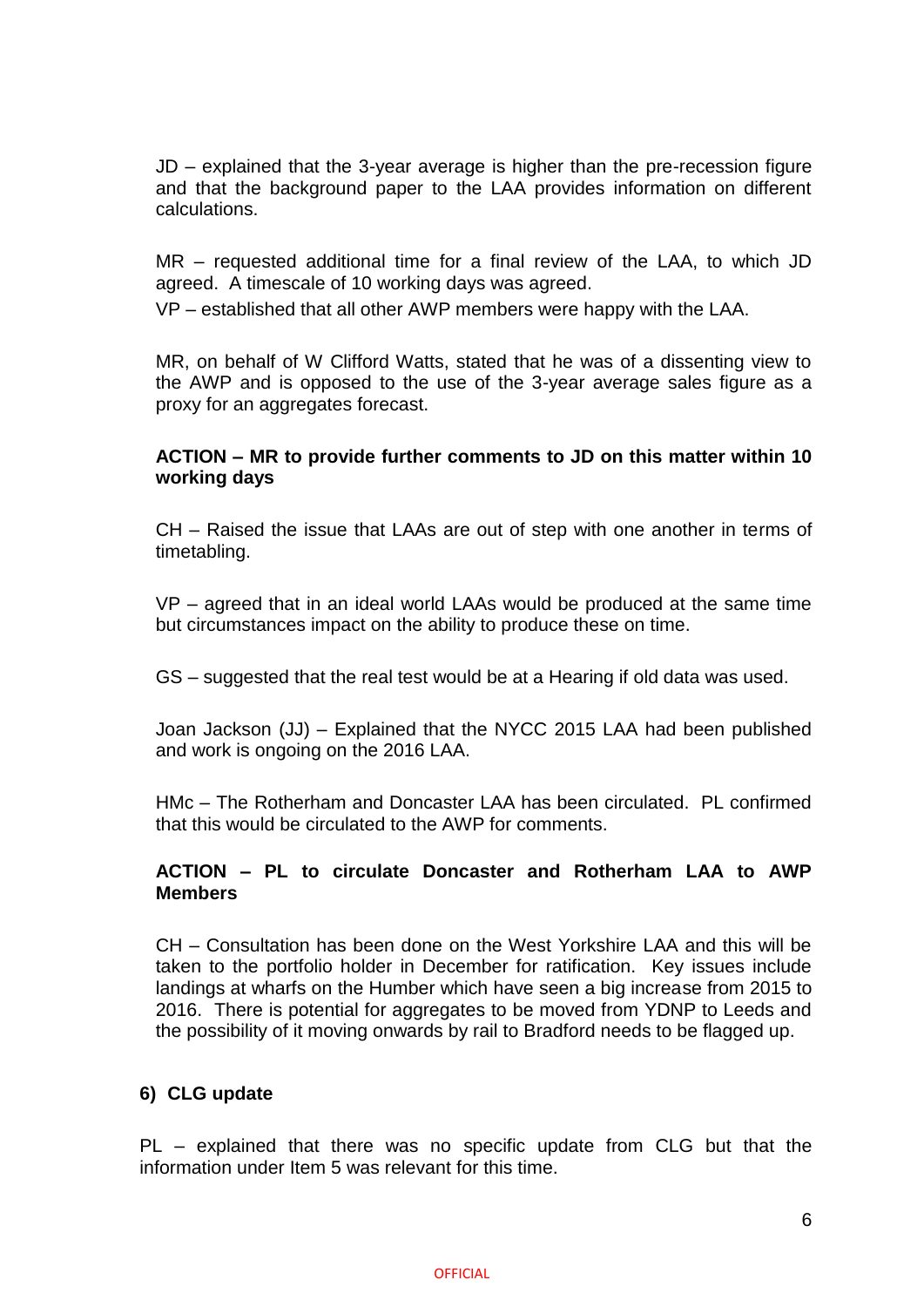JD – explained that the 3-year average is higher than the pre-recession figure and that the background paper to the LAA provides information on different calculations.

MR – requested additional time for a final review of the LAA, to which JD agreed. A timescale of 10 working days was agreed.

VP – established that all other AWP members were happy with the LAA.

MR, on behalf of W Clifford Watts, stated that he was of a dissenting view to the AWP and is opposed to the use of the 3-year average sales figure as a proxy for an aggregates forecast.

**ACTION – MR to provide further comments to JD on this matter within 10 working days**

CH – Raised the issue that LAAs are out of step with one another in terms of timetabling.

VP – agreed that in an ideal world LAAs would be produced at the same time but circumstances impact on the ability to produce these on time.

GS – suggested that the real test would be at a Hearing if old data was used.

Joan Jackson (JJ) – Explained that the NYCC 2015 LAA had been published and work is ongoing on the 2016 LAA.

HMc – The Rotherham and Doncaster LAA has been circulated. PL confirmed that this would be circulated to the AWP for comments.

**ACTION – PL to circulate Doncaster and Rotherham LAA to AWP Members**

CH – Consultation has been done on the West Yorkshire LAA and this will be taken to the portfolio holder in December for ratification. Key issues include landings at wharfs on the Humber which have seen a big increase from 2015 to 2016. There is potential for aggregates to be moved from YDNP to Leeds and the possibility of it moving onwards by rail to Bradford needs to be flagged up.

## 6) CLG update

PL – explained that there was no specific update from CLG but that the information under Item 5 was relevant for this time.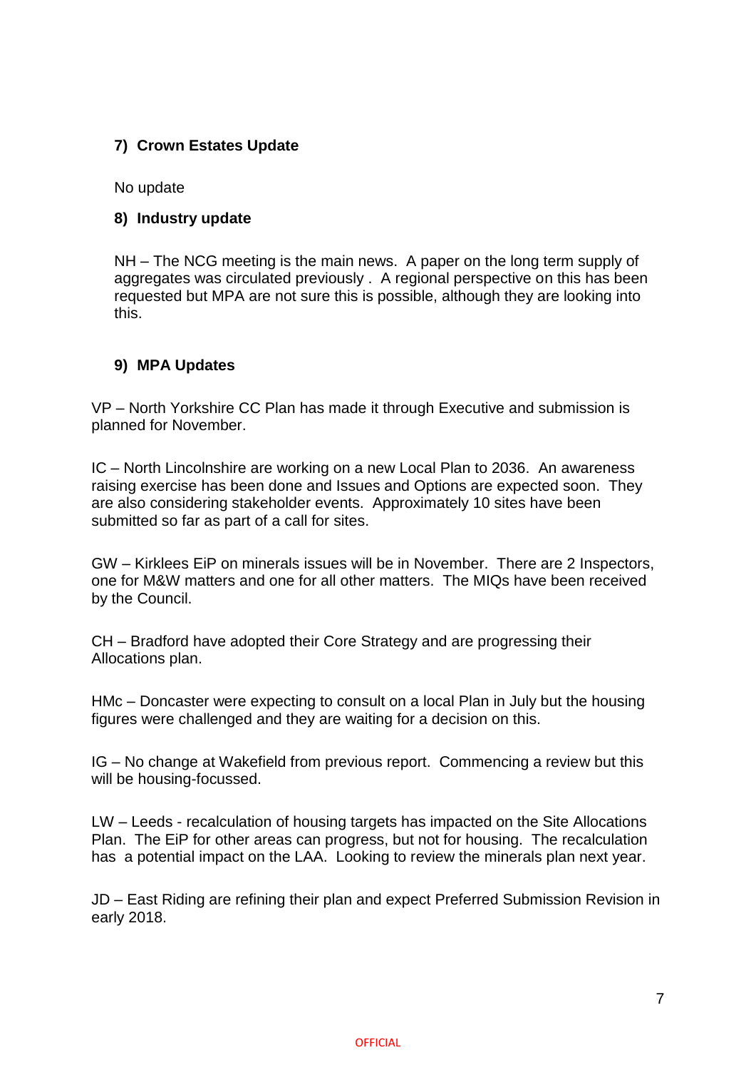## 7) Crown Estates Update

No update

## 8) Industry update

NH – The NCG meeting is the main news. A paper on the long term supply of aggregates was circulated previously . A regional perspective on this has been requested but MPA are not sure this is possible, although they are looking into this.

## 9) MPA Updates

VP – North Yorkshire CC Plan has made it through Executive and submission is planned for November.

IC – North Lincolnshire are working on a new Local Plan to 2036. An awareness raising exercise has been done and Issues and Options are expected soon. They are also considering stakeholder events. Approximately 10 sites have been submitted so far as part of a call for sites.

GW – Kirklees EiP on minerals issues will be in November. There are 2 Inspectors, one for M&W matters and one for all other matters. The MIQs have been received by the Council.

CH – Bradford have adopted their Core Strategy and are progressing their Allocations plan.

HMc – Doncaster were expecting to consult on a local Plan in July but the housing figures were challenged and they are waiting for a decision on this.

IG – No change at Wakefield from previous report. Commencing a review but this will be housing-focussed.

LW – Leeds - recalculation of housing targets has impacted on the Site Allocations Plan. The EiP for other areas can progress, but not for housing. The recalculation has a potential impact on the LAA. Looking to review the minerals plan next year.

JD – East Riding are refining their plan and expect Preferred Submission Revision in early 2018.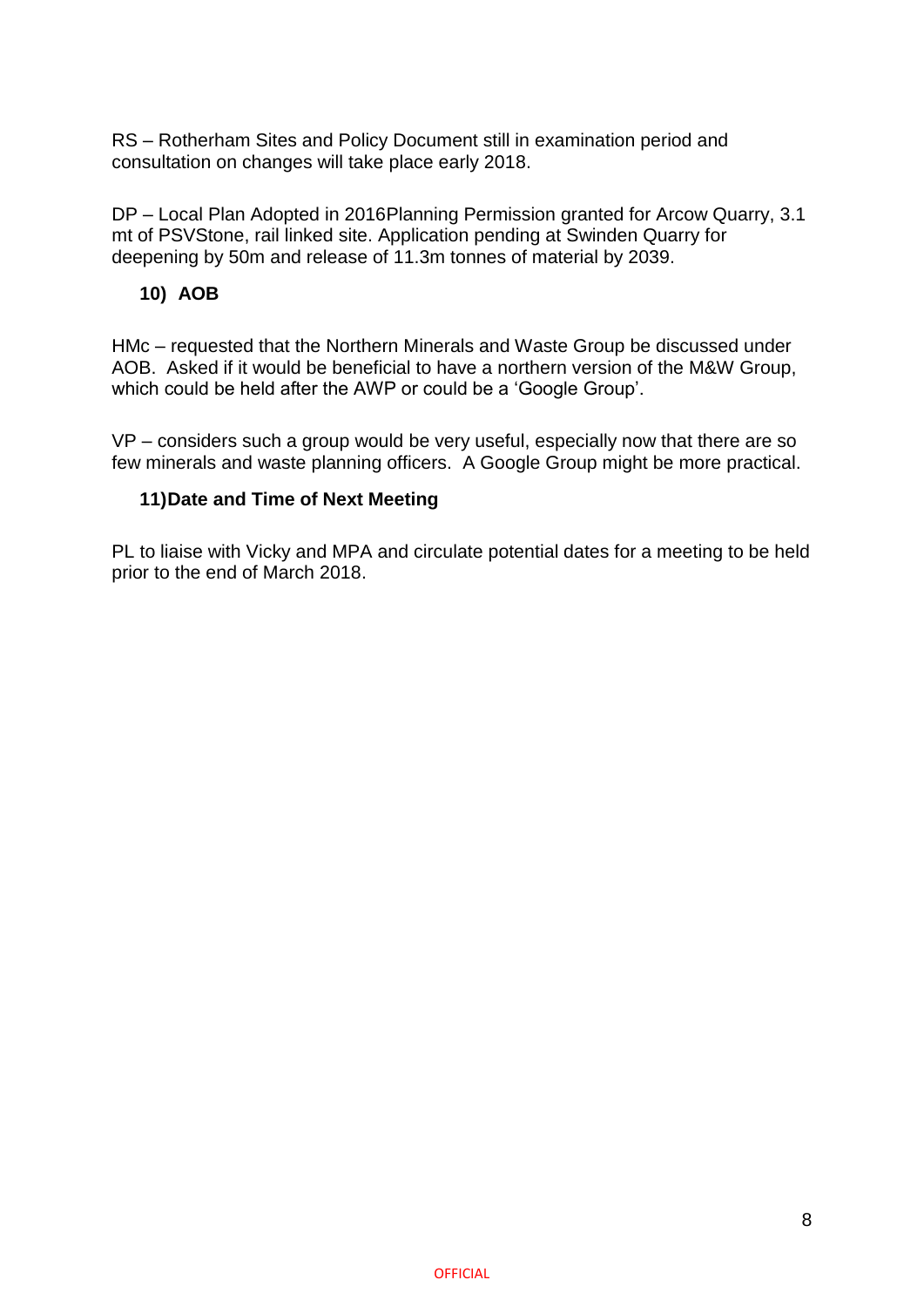RS – Rotherham Sites and Policy Document still in examination period and consultation on changes will take place early 2018.

DP – Local Plan Adopted in 2016Planning Permission granted for Arcow Quarry, 3.1 mt of PSVStone, rail linked site. Application pending at Swinden Quarry for deepening by 50m and release of 11.3m tonnes of material by 2039.

### 10) AOB

HMc – requested that the Northern Minerals and Waste Group be discussed under AOB. Asked if it would be beneficial to have a northern version of the M&W Group, which could be held after the AWP or could be a 'Google Group'.

VP – considers such a group would be very useful, especially now that there are so few minerals and waste planning officers. A Google Group might be more practical.

### 11) Date and Time of Next Meeting

PL to liaise with Vicky and MPA and circulate potential dates for a meeting to be held prior to the end of March 2018.